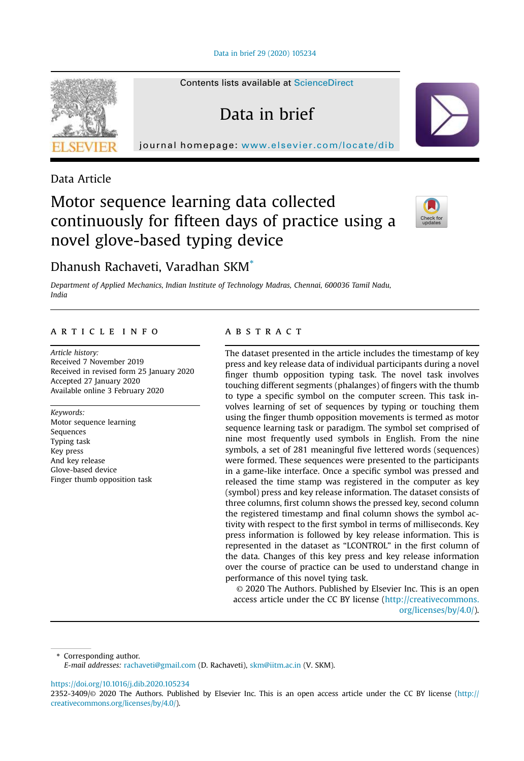Data Article

# Motor sequence learning data collected continuously for fifteen days of practice using a novel glove-based typing device

Dhanush Rachaveti, Varadhan SKM*

*Department of Applied Mechanics, Indian Institute of Technology Madras, Chennai, 600036 Tamil Nadu, India*

## ARTICLE INFO

*Article history:*
Received 7 November 2019
Received in revised form 25 January 2020
Accepted 27 January 2020
Available online 3 February 2020

*Keywords:*
Motor sequence learning
Sequences
Typing task
Key press
And key release
Glove-based device
Finger thumb opposition task

## ABSTRACT

The dataset presented in the article includes the timestamp of key press and key release data of individual participants during a novel finger thumb opposition typing task. The novel task involves touching different segments (phalanges) of fingers with the thumb to type a specific symbol on the computer screen. This task involves learning of set of sequences by typing or touching them using the finger thumb opposition movements is termed as motor sequence learning task or paradigm. The symbol set comprised of nine most frequently used symbols in English. From the nine symbols, a set of 281 meaningful five lettered words (sequences) were formed. These sequences were presented to the participants in a game-like interface. Once a specific symbol was pressed and released the time stamp was registered in the computer as key (symbol) press and key release information. The dataset consists of three columns, first column shows the pressed key, second column the registered timestamp and final column shows the symbol activity with respect to the first symbol in terms of milliseconds. Key press information is followed by key release information. This is represented in the dataset as "LCONTROL" in the first column of the data. Changes of this key press and key release information over the course of practice can be used to understand change in performance of this novel tying task.

© 2020 The Authors. Published by Elsevier Inc. This is an open access article under the CC BY license (http://creativecommons.org/licenses/by/4.0/).

* Corresponding author.
*E-mail addresses:* rachaveti@gmail.com (D. Rachaveti), skm@iitm.ac.in (V. SKM).

https://doi.org/10.1016/j.dib.2020.105234
2352-3409/© 2020 The Authors. Published by Elsevier Inc. This is an open access article under the CC BY license (http://creativecommons.org/licenses/by/4.0/).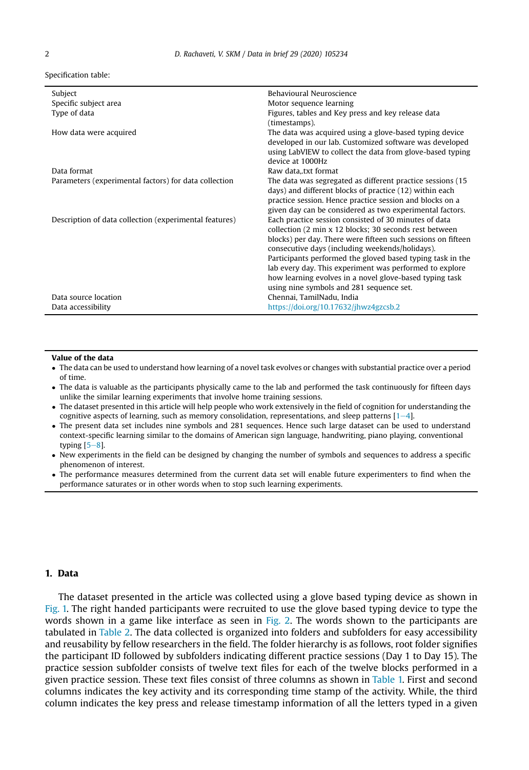Specification table:

| | |
|---|---|
| Subject | Behavioural Neuroscience |
| Specific subject area | Motor sequence learning |
| Type of data | Figures, tables and Key press and key release data (timestamps). |
| How data were acquired | The data was acquired using a glove-based typing device developed in our lab. Customized software was developed using LabVIEW to collect the data from glove-based typing device at 1000Hz |
| Data format | Raw data,.txt format |
| Parameters (experimental factors) for data collection | The data was segregated as different practice sessions (15 days) and different blocks of practice (12) within each practice session. Hence practice session and blocks on a given day can be considered as two experimental factors. |
| Description of data collection (experimental features) | Each practice session consisted of 30 minutes of data collection (2 min x 12 blocks; 30 seconds rest between blocks) per day. There were fifteen such sessions on fifteen consecutive days (including weekends/holidays). Participants performed the gloved based typing task in the lab every day. This experiment was performed to explore how learning evolves in a novel glove-based typing task using nine symbols and 281 sequence set. |
| Data source location | Chennai, TamilNadu, India |
| Data accessibility | https://doi.org/10.17632/jhwz4gzcsb.2 |

**Value of the data**

- The data can be used to understand how learning of a novel task evolves or changes with substantial practice over a period of time.
- The data is valuable as the participants physically came to the lab and performed the task continuously for fifteen days unlike the similar learning experiments that involve home training sessions.
- The dataset presented in this article will help people who work extensively in the field of cognition for understanding the cognitive aspects of learning, such as memory consolidation, representations, and sleep patterns [1–4].
- The present data set includes nine symbols and 281 sequences. Hence such large dataset can be used to understand context-specific learning similar to the domains of American sign language, handwriting, piano playing, conventional typing [5–8].
- New experiments in the field can be designed by changing the number of symbols and sequences to address a specific phenomenon of interest.
- The performance measures determined from the current data set will enable future experimenters to find when the performance saturates or in other words when to stop such learning experiments.

## 1. Data

The dataset presented in the article was collected using a glove based typing device as shown in Fig. 1. The right handed participants were recruited to use the glove based typing device to type the words shown in a game like interface as seen in Fig. 2. The words shown to the participants are tabulated in Table 2. The data collected is organized into folders and subfolders for easy accessibility and reusability by fellow researchers in the field. The folder hierarchy is as follows, root folder signifies the participant ID followed by subfolders indicating different practice sessions (Day 1 to Day 15). The practice session subfolder consists of twelve text files for each of the twelve blocks performed in a given practice session. These text files consist of three columns as shown in Table 1. First and second columns indicates the key activity and its corresponding time stamp of the activity. While, the third column indicates the key press and release timestamp information of all the letters typed in a given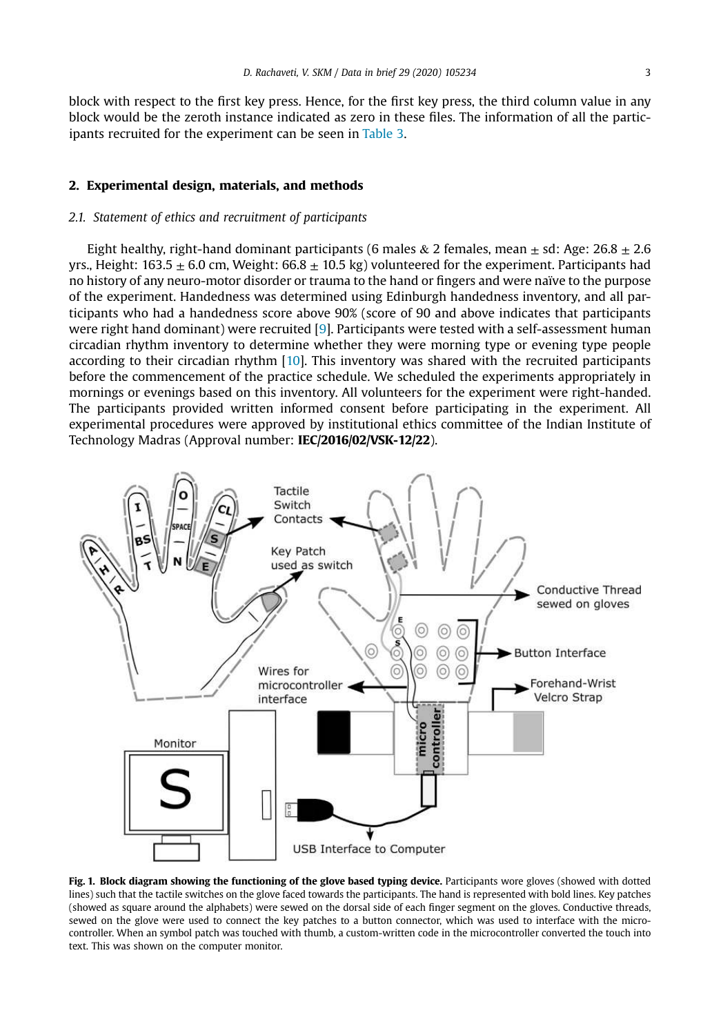block with respect to the first key press. Hence, for the first key press, the third column value in any block would be the zeroth instance indicated as zero in these files. The information of all the participants recruited for the experiment can be seen in Table 3.

## 2. Experimental design, materials, and methods

### *2.1. Statement of ethics and recruitment of participants*

Eight healthy, right-hand dominant participants (6 males & 2 females, mean $\pm$ sd: Age: 26.8 $\pm$ 2.6 yrs., Height: 163.5 $\pm$ 6.0 cm, Weight: 66.8 $\pm$ 10.5 kg) volunteered for the experiment. Participants had no history of any neuro-motor disorder or trauma to the hand or fingers and were naïve to the purpose of the experiment. Handedness was determined using Edinburgh handedness inventory, and all participants who had a handedness score above 90% (score of 90 and above indicates that participants were right hand dominant) were recruited [9]. Participants were tested with a self-assessment human circadian rhythm inventory to determine whether they were morning type or evening type people according to their circadian rhythm [10]. This inventory was shared with the recruited participants before the commencement of the practice schedule. We scheduled the experiments appropriately in mornings or evenings based on this inventory. All volunteers for the experiment were right-handed. The participants provided written informed consent before participating in the experiment. All experimental procedures were approved by institutional ethics committee of the Indian Institute of Technology Madras (Approval number: **IEC/2016/02/VSK-12/22**).

**Fig. 1. Block diagram showing the functioning of the glove based typing device.** Participants wore gloves (showed with dotted lines) such that the tactile switches on the glove faced towards the participants. The hand is represented with bold lines. Key patches (showed as square around the alphabets) were sewed on the dorsal side of each finger segment on the gloves. Conductive threads, sewed on the glove were used to connect the key patches to a button connector, which was used to interface with the microcontroller. When an symbol patch was touched with thumb, a custom-written code in the microcontroller converted the touch into text. This was shown on the computer monitor.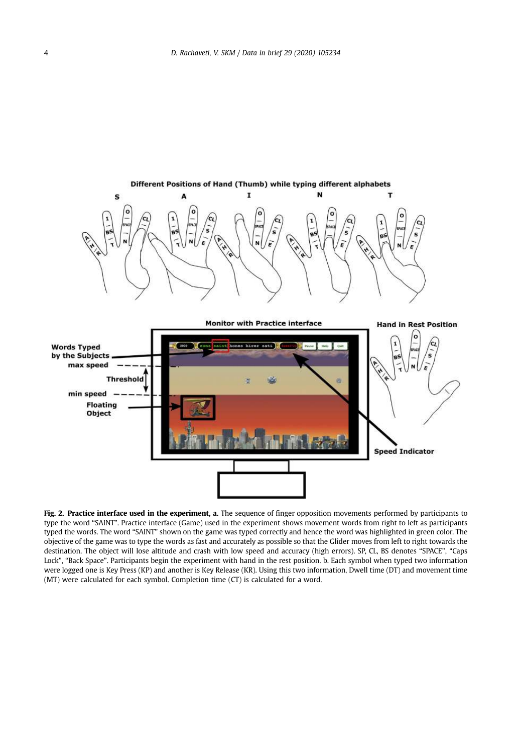**Fig. 2. Practice interface used in the experiment, a.** The sequence of finger opposition movements performed by participants to type the word “SAINT”. Practice interface (Game) used in the experiment shows movement words from right to left as participants typed the words. The word “SAINT” shown on the game was typed correctly and hence the word was highlighted in green color. The objective of the game was to type the words as fast and accurately as possible so that the Glider moves from left to right towards the destination. The object will lose altitude and crash with low speed and accuracy (high errors). SP, CL, BS denotes “SPACE”, “Caps Lock”, “Back Space”. Participants begin the experiment with hand in the rest position. b. Each symbol when typed two information were logged one is Key Press (KP) and another is Key Release (KR). Using this two information, Dwell time (DT) and movement time (MT) were calculated for each symbol. Completion time (CT) is calculated for a word.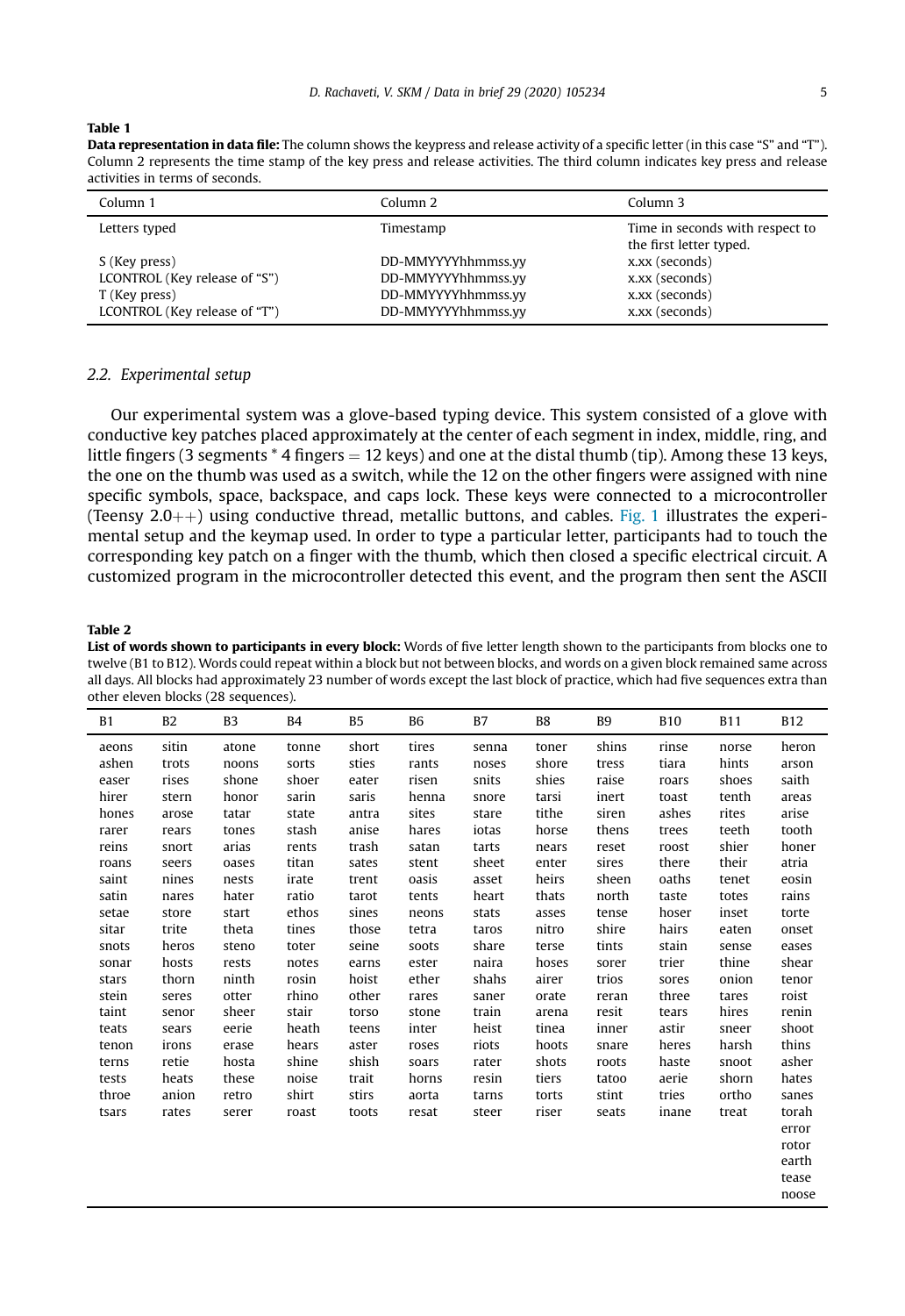**Table 1**

**Data representation in data file:** The column shows the keypress and release activity of a specific letter (in this case "S" and "T"). Column 2 represents the time stamp of the key press and release activities. The third column indicates key press and release activities in terms of seconds.

| Column 1 | Column 2 | Column 3 |
|---|---|---|
| Letters typed | Timestamp | Time in seconds with respect to the first letter typed. |
| S (Key press) | DD-MMYYYYhhmmss.yy | x.xx (seconds) |
| LCONTROL (Key release of "S") | DD-MMYYYYhhmmss.yy | x.xx (seconds) |
| T (Key press) | DD-MMYYYYhhmmss.yy | x.xx (seconds) |
| LCONTROL (Key release of "T") | DD-MMYYYYhhmmss.yy | x.xx (seconds) |

### 2.2. Experimental setup

Our experimental system was a glove-based typing device. This system consisted of a glove with conductive key patches placed approximately at the center of each segment in index, middle, ring, and little fingers (3 segments * 4 fingers = 12 keys) and one at the distal thumb (tip). Among these 13 keys, the one on the thumb was used as a switch, while the 12 on the other fingers were assigned with nine specific symbols, space, backspace, and caps lock. These keys were connected to a microcontroller (Teensy 2.0++) using conductive thread, metallic buttons, and cables. Fig. 1 illustrates the experimental setup and the keymap used. In order to type a particular letter, participants had to touch the corresponding key patch on a finger with the thumb, which then closed a specific electrical circuit. A customized program in the microcontroller detected this event, and the program then sent the ASCII

**Table 2**

**List of words shown to participants in every block:** Words of five letter length shown to the participants from blocks one to twelve (B1 to B12). Words could repeat within a block but not between blocks, and words on a given block remained same across all days. All blocks had approximately 23 number of words except the last block of practice, which had five sequences extra than other eleven blocks (28 sequences).

| B1 | B2 | B3 | B4 | B5 | B6 | B7 | B8 | B9 | B10 | B11 | B12 |
|---|---|---|---|---|---|---|---|---|---|---|---|
| aeons | sitin | atone | tonne | short | tires | senna | toner | shins | rinse | norse | heron |
| ashen | trots | noons | sorts | sties | rants | noses | shore | tress | tiara | hints | arson |
| easer | rises | shone | shoer | eater | risen | snits | shies | raise | roars | shoes | saith |
| hirer | stern | honor | sarin | saris | henna | snore | tarsi | inert | toast | tenth | areas |
| hones | arose | tatar | state | antra | sites | stare | tithe | siren | ashes | rites | arise |
| rarer | rears | tones | stash | anise | hares | iotas | horse | thens | trees | teeth | tooth |
| reins | snort | arias | rents | trash | satan | tarts | nears | reset | roost | shier | honer |
| roans | seers | oases | titan | sates | stent | sheet | enter | sires | there | their | atria |
| saint | nines | nests | irate | trent | oasis | asset | heirs | sheen | oaths | tenet | eosin |
| satin | nares | hater | ratio | tarot | tents | heart | thats | north | taste | totes | rains |
| setae | store | start | ethos | sines | neons | stats | asses | tense | hoser | inset | torte |
| sitar | trite | theta | tines | those | tetra | taros | nitro | shire | hairs | eaten | onset |
| snots | heros | steno | toter | seine | soots | share | terse | tints | stain | sense | eases |
| sonar | hosts | rests | notes | earns | ester | naira | hoses | sorer | trier | thine | shear |
| stars | thorn | ninth | rosin | hoist | ether | shahs | airer | trios | sores | onion | tenor |
| stein | seres | otter | rhino | other | rares | saner | orate | reran | three | tares | roist |
| taint | senor | sheer | stair | torso | stone | train | arena | resit | tears | hires | renin |
| teats | sears | eerie | heath | teens | inter | heist | tinea | inner | astir | sneer | shoot |
| tenon | irons | erase | hears | aster | roses | riots | hoots | snare | heres | harsh | thins |
| terns | retie | hosta | shine | shish | soars | rater | shots | roots | haste | snoot | asher |
| tests | heats | these | noise | trait | horns | resin | tiers | tatoo | aerie | shorn | hates |
| throe | anion | retro | shirt | stirs | aorta | tarns | torts | stint | tries | ortho | sanes |
| tsars | rates | serer | roast | toots | resat | steer | riser | seats | inane | treat | torah |
| | | | | | | | | | | | error |
| | | | | | | | | | | | rotor |
| | | | | | | | | | | | earth |
| | | | | | | | | | | | tease |
| | | | | | | | | | | | noose |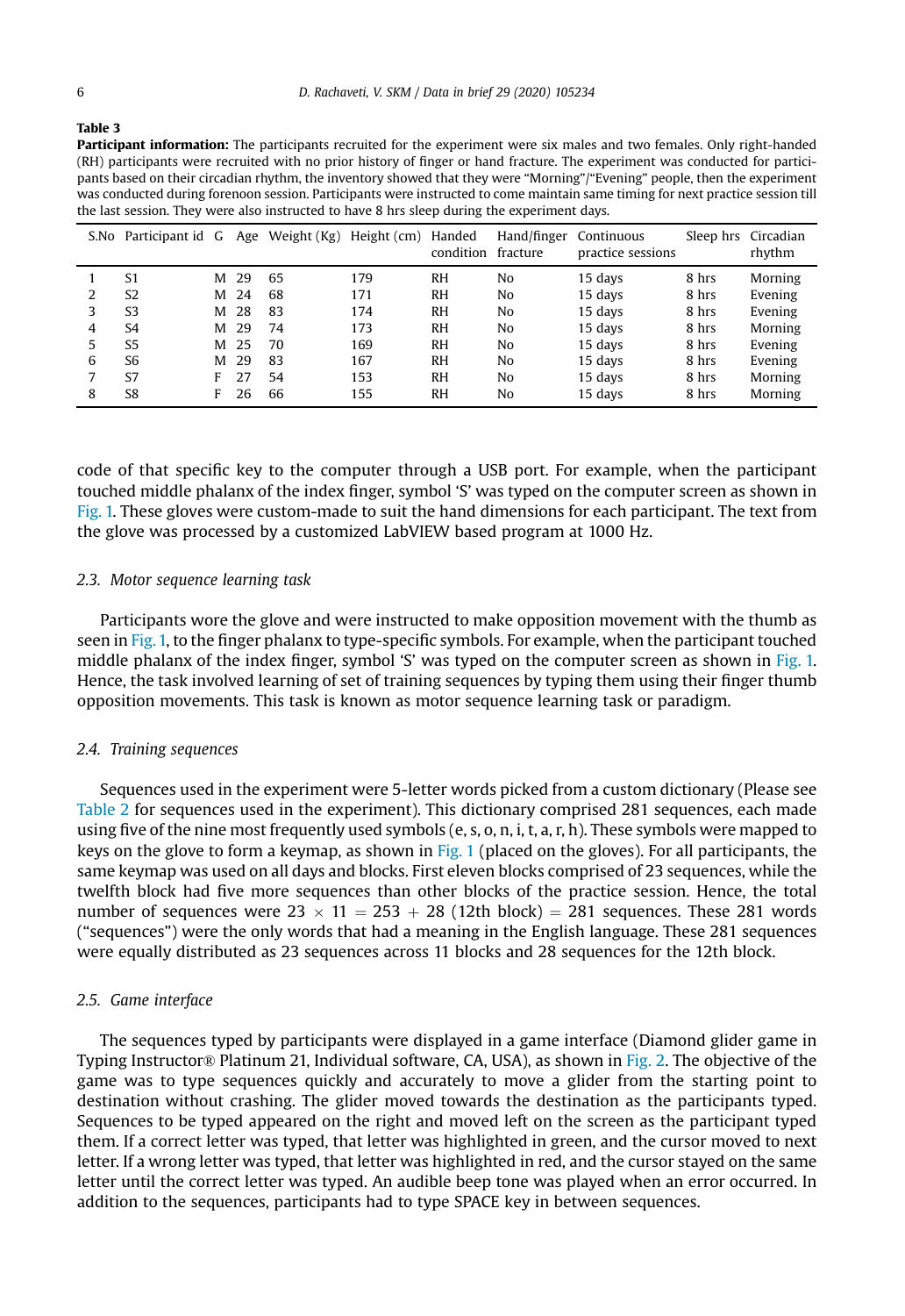**Table 3**
**Participant information:** The participants recruited for the experiment were six males and two females. Only right-handed (RH) participants were recruited with no prior history of finger or hand fracture. The experiment was conducted for participants based on their circadian rhythm, the inventory showed that they were "Morning"/"Evening" people, then the experiment was conducted during forenoon session. Participants were instructed to come maintain same timing for next practice session till the last session. They were also instructed to have 8 hrs sleep during the experiment days.

| S.No | Participant id | G | Age | Weight (Kg) | Height (cm) | Handed condition | Hand/finger fracture | Continuous practice sessions | Sleep hrs | Circadian rhythm |
|---|---|---|---|---|---|---|---|---|---|---|
| 1 | S1 | M | 29 | 65 | 179 | RH | No | 15 days | 8 hrs | Morning |
| 2 | S2 | M | 24 | 68 | 171 | RH | No | 15 days | 8 hrs | Evening |
| 3 | S3 | M | 28 | 83 | 174 | RH | No | 15 days | 8 hrs | Evening |
| 4 | S4 | M | 29 | 74 | 173 | RH | No | 15 days | 8 hrs | Morning |
| 5 | S5 | M | 25 | 70 | 169 | RH | No | 15 days | 8 hrs | Evening |
| 6 | S6 | M | 29 | 83 | 167 | RH | No | 15 days | 8 hrs | Evening |
| 7 | S7 | F | 27 | 54 | 153 | RH | No | 15 days | 8 hrs | Morning |
| 8 | S8 | F | 26 | 66 | 155 | RH | No | 15 days | 8 hrs | Morning |

code of that specific key to the computer through a USB port. For example, when the participant touched middle phalanx of the index finger, symbol 'S' was typed on the computer screen as shown in Fig. 1. These gloves were custom-made to suit the hand dimensions for each participant. The text from the glove was processed by a customized LabVIEW based program at 1000 Hz.

### 2.3. Motor sequence learning task

Participants wore the glove and were instructed to make opposition movement with the thumb as seen in Fig. 1, to the finger phalanx to type-specific symbols. For example, when the participant touched middle phalanx of the index finger, symbol 'S' was typed on the computer screen as shown in Fig. 1. Hence, the task involved learning of set of training sequences by typing them using their finger thumb opposition movements. This task is known as motor sequence learning task or paradigm.

### 2.4. Training sequences

Sequences used in the experiment were 5-letter words picked from a custom dictionary (Please see Table 2 for sequences used in the experiment). This dictionary comprised 281 sequences, each made using five of the nine most frequently used symbols (e, s, o, n, i, t, a, r, h). These symbols were mapped to keys on the glove to form a keymap, as shown in Fig. 1 (placed on the gloves). For all participants, the same keymap was used on all days and blocks. First eleven blocks comprised of 23 sequences, while the twelfth block had five more sequences than other blocks of the practice session. Hence, the total number of sequences were $23 \times 11 = 253 + 28$ (12th block) $= 281$ sequences. These 281 words ("sequences") were the only words that had a meaning in the English language. These 281 sequences were equally distributed as 23 sequences across 11 blocks and 28 sequences for the 12th block.

### 2.5. Game interface

The sequences typed by participants were displayed in a game interface (Diamond glider game in Typing Instructor® Platinum 21, Individual software, CA, USA), as shown in Fig. 2. The objective of the game was to type sequences quickly and accurately to move a glider from the starting point to destination without crashing. The glider moved towards the destination as the participants typed. Sequences to be typed appeared on the right and moved left on the screen as the participant typed them. If a correct letter was typed, that letter was highlighted in green, and the cursor moved to next letter. If a wrong letter was typed, that letter was highlighted in red, and the cursor stayed on the same letter until the correct letter was typed. An audible beep tone was played when an error occurred. In addition to the sequences, participants had to type SPACE key in between sequences.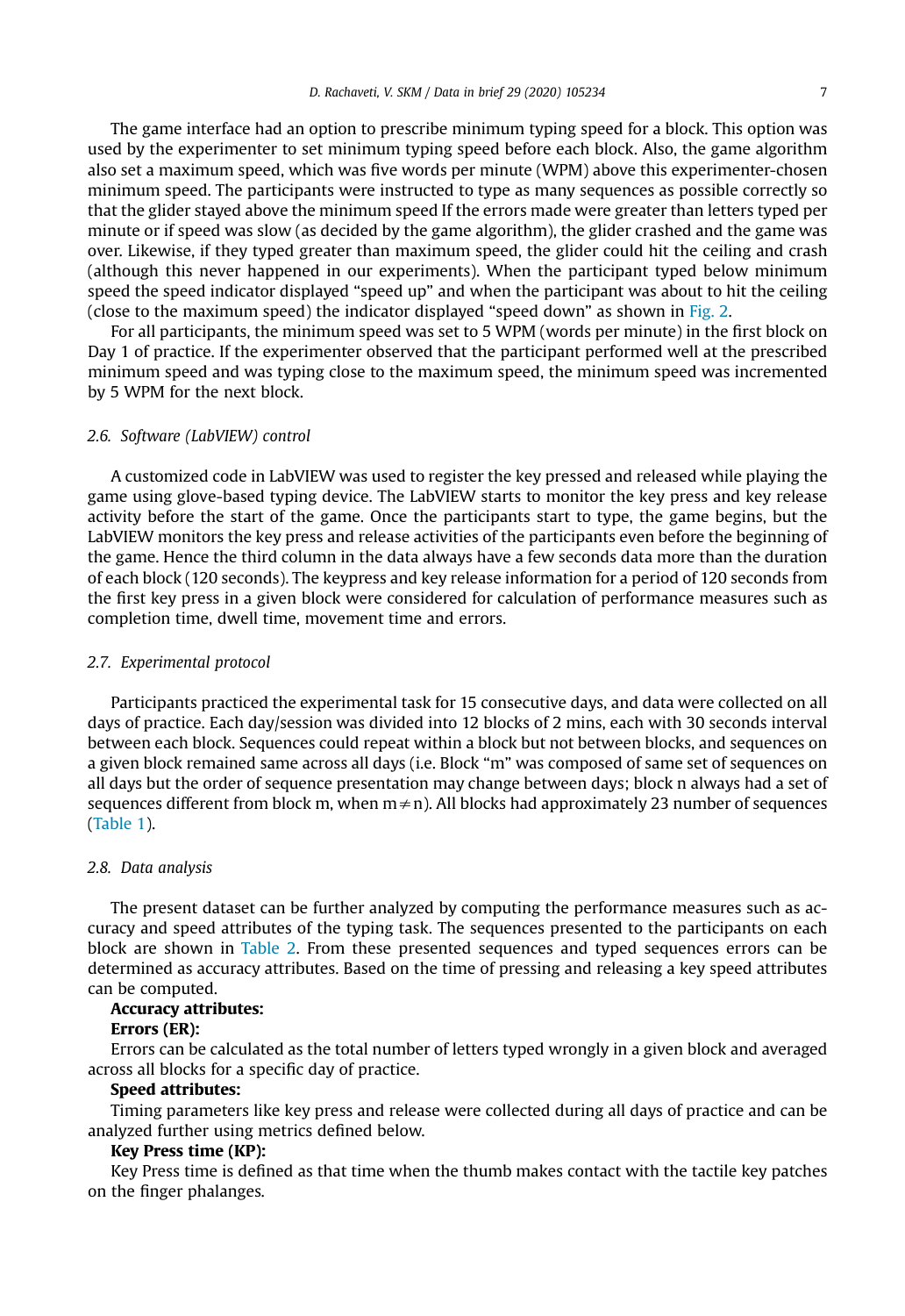The game interface had an option to prescribe minimum typing speed for a block. This option was used by the experimenter to set minimum typing speed before each block. Also, the game algorithm also set a maximum speed, which was five words per minute (WPM) above this experimenter-chosen minimum speed. The participants were instructed to type as many sequences as possible correctly so that the glider stayed above the minimum speed If the errors made were greater than letters typed per minute or if speed was slow (as decided by the game algorithm), the glider crashed and the game was over. Likewise, if they typed greater than maximum speed, the glider could hit the ceiling and crash (although this never happened in our experiments). When the participant typed below minimum speed the speed indicator displayed “speed up” and when the participant was about to hit the ceiling (close to the maximum speed) the indicator displayed “speed down” as shown in Fig. 2.

For all participants, the minimum speed was set to 5 WPM (words per minute) in the first block on Day 1 of practice. If the experimenter observed that the participant performed well at the prescribed minimum speed and was typing close to the maximum speed, the minimum speed was incremented by 5 WPM for the next block.

### *2.6. Software (LabVIEW) control*

A customized code in LabVIEW was used to register the key pressed and released while playing the game using glove-based typing device. The LabVIEW starts to monitor the key press and key release activity before the start of the game. Once the participants start to type, the game begins, but the LabVIEW monitors the key press and release activities of the participants even before the beginning of the game. Hence the third column in the data always have a few seconds data more than the duration of each block (120 seconds). The keypress and key release information for a period of 120 seconds from the first key press in a given block were considered for calculation of performance measures such as completion time, dwell time, movement time and errors.

### *2.7. Experimental protocol*

Participants practiced the experimental task for 15 consecutive days, and data were collected on all days of practice. Each day/session was divided into 12 blocks of 2 mins, each with 30 seconds interval between each block. Sequences could repeat within a block but not between blocks, and sequences on a given block remained same across all days (i.e. Block “m” was composed of same set of sequences on all days but the order of sequence presentation may change between days; block n always had a set of sequences different from block m, when m ≠ n). All blocks had approximately 23 number of sequences (Table 1).

### *2.8. Data analysis*

The present dataset can be further analyzed by computing the performance measures such as accuracy and speed attributes of the typing task. The sequences presented to the participants on each block are shown in Table 2. From these presented sequences and typed sequences errors can be determined as accuracy attributes. Based on the time of pressing and releasing a key speed attributes can be computed.

**Accuracy attributes:**

**Errors (ER):**

Errors can be calculated as the total number of letters typed wrongly in a given block and averaged across all blocks for a specific day of practice.

**Speed attributes:**

Timing parameters like key press and release were collected during all days of practice and can be analyzed further using metrics defined below.

**Key Press time (KP):**

Key Press time is defined as that time when the thumb makes contact with the tactile key patches on the finger phalanges.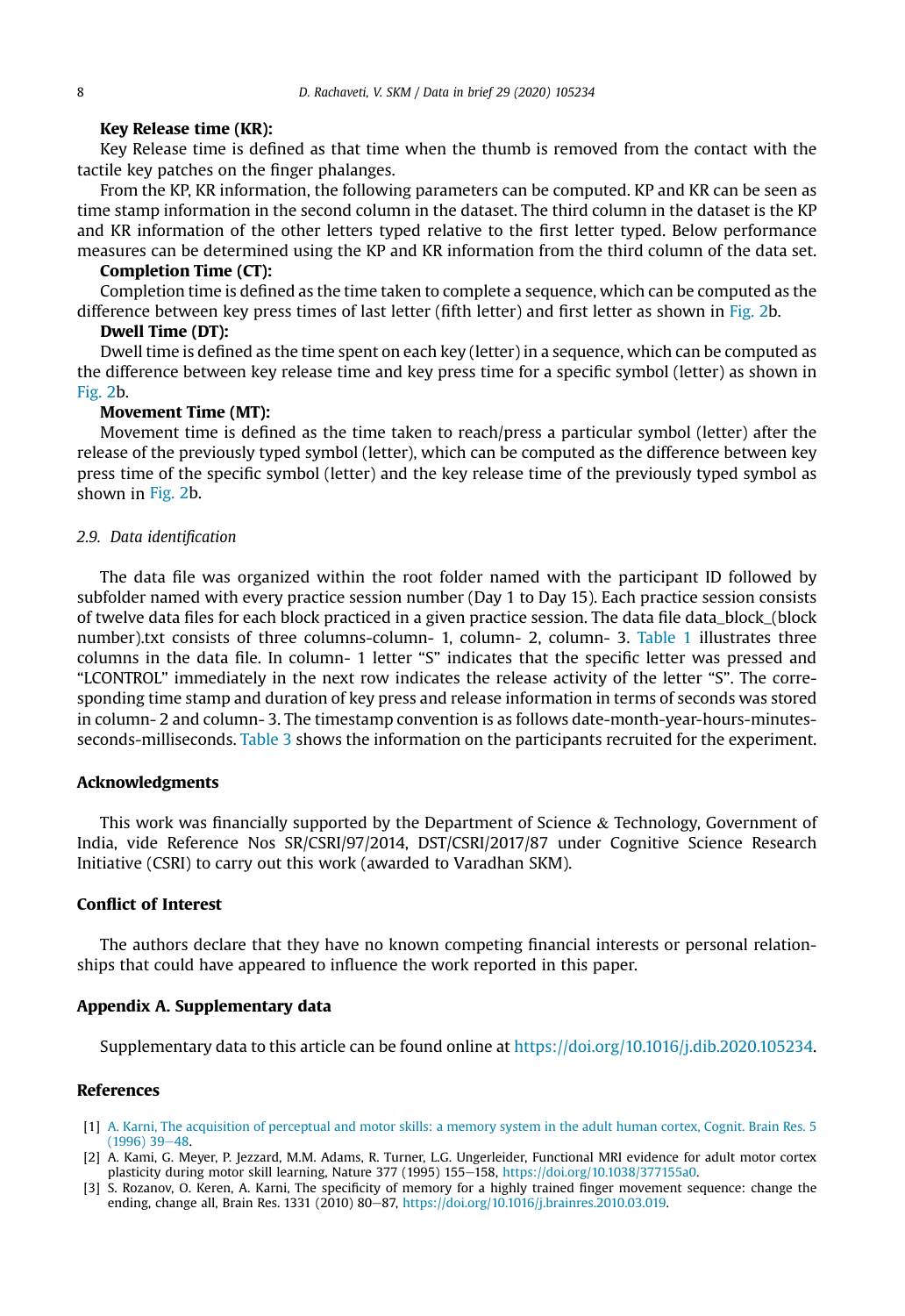**Key Release time (KR):**

Key Release time is defined as that time when the thumb is removed from the contact with the tactile key patches on the finger phalanges.

From the KP, KR information, the following parameters can be computed. KP and KR can be seen as time stamp information in the second column in the dataset. The third column in the dataset is the KP and KR information of the other letters typed relative to the first letter typed. Below performance measures can be determined using the KP and KR information from the third column of the data set.

**Completion Time (CT):**

Completion time is defined as the time taken to complete a sequence, which can be computed as the difference between key press times of last letter (fifth letter) and first letter as shown in Fig. 2b.

**Dwell Time (DT):**

Dwell time is defined as the time spent on each key (letter) in a sequence, which can be computed as the difference between key release time and key press time for a specific symbol (letter) as shown in Fig. 2b.

**Movement Time (MT):**

Movement time is defined as the time taken to reach/press a particular symbol (letter) after the release of the previously typed symbol (letter), which can be computed as the difference between key press time of the specific symbol (letter) and the key release time of the previously typed symbol as shown in Fig. 2b.

### *2.9. Data identification*

The data file was organized within the root folder named with the participant ID followed by subfolder named with every practice session number (Day 1 to Day 15). Each practice session consists of twelve data files for each block practiced in a given practice session. The data file data_block_(block number).txt consists of three columns-column- 1, column- 2, column- 3. Table 1 illustrates three columns in the data file. In column- 1 letter "S" indicates that the specific letter was pressed and "LCONTROL" immediately in the next row indicates the release activity of the letter "S". The corresponding time stamp and duration of key press and release information in terms of seconds was stored in column- 2 and column- 3. The timestamp convention is as follows date-month-year-hours-minutes-seconds-milliseconds. Table 3 shows the information on the participants recruited for the experiment.

## Acknowledgments

This work was financially supported by the Department of Science & Technology, Government of India, vide Reference Nos SR/CSRI/97/2014, DST/CSRI/2017/87 under Cognitive Science Research Initiative (CSRI) to carry out this work (awarded to Varadhan SKM).

## Conflict of Interest

The authors declare that they have no known competing financial interests or personal relationships that could have appeared to influence the work reported in this paper.

## Appendix A. Supplementary data

Supplementary data to this article can be found online at https://doi.org/10.1016/j.dib.2020.105234.

## References

[1] A. Karni, The acquisition of perceptual and motor skills: a memory system in the adult human cortex, Cognit. Brain Res. 5 (1996) 39–48.

[2] A. Kami, G. Meyer, P. Jezzard, M.M. Adams, R. Turner, L.G. Ungerleider, Functional MRI evidence for adult motor cortex plasticity during motor skill learning, Nature 377 (1995) 155–158, https://doi.org/10.1038/377155a0.

[3] S. Rozanov, O. Keren, A. Karni, The specificity of memory for a highly trained finger movement sequence: change the ending, change all, Brain Res. 1331 (2010) 80–87, https://doi.org/10.1016/j.brainres.2010.03.019.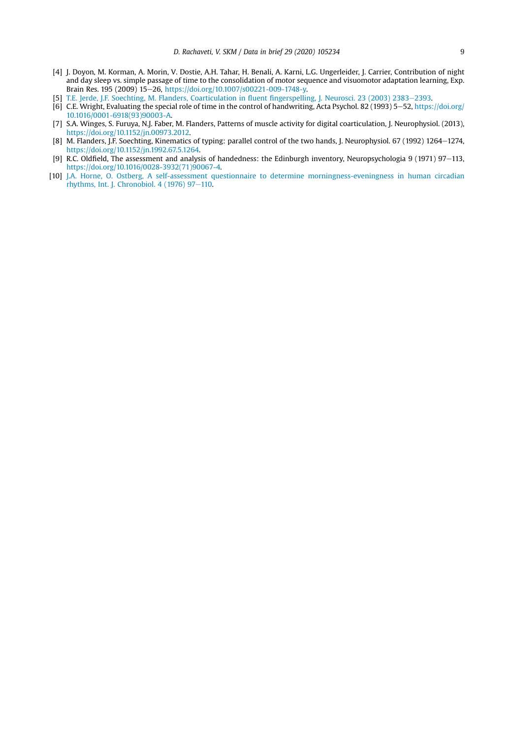[4] J. Doyon, M. Korman, A. Morin, V. Dostie, A.H. Tahar, H. Benali, A. Karni, L.G. Ungerleider, J. Carrier, Contribution of night and day sleep vs. simple passage of time to the consolidation of motor sequence and visuomotor adaptation learning, Exp. Brain Res. 195 (2009) 15–26, https://doi.org/10.1007/s00221-009-1748-y.

[5] T.E. Jerde, J.F. Soechting, M. Flanders, Coarticulation in fluent fingerspelling, J. Neurosci. 23 (2003) 2383–2393.

[6] C.E. Wright, Evaluating the special role of time in the control of handwriting, Acta Psychol. 82 (1993) 5–52, https://doi.org/10.1016/0001-6918(93)90003-A.

[7] S.A. Winges, S. Furuya, N.J. Faber, M. Flanders, Patterns of muscle activity for digital coarticulation, J. Neurophysiol. (2013), https://doi.org/10.1152/jn.00973.2012.

[8] M. Flanders, J.F. Soechting, Kinematics of typing: parallel control of the two hands, J. Neurophysiol. 67 (1992) 1264–1274, https://doi.org/10.1152/jn.1992.67.5.1264.

[9] R.C. Oldfield, The assessment and analysis of handedness: the Edinburgh inventory, Neuropsychologia 9 (1971) 97–113, https://doi.org/10.1016/0028-3932(71)90067-4.

[10] J.A. Horne, O. Ostberg, A self-assessment questionnaire to determine morningness-eveningness in human circadian rhythms, Int. J. Chronobiol. 4 (1976) 97–110.